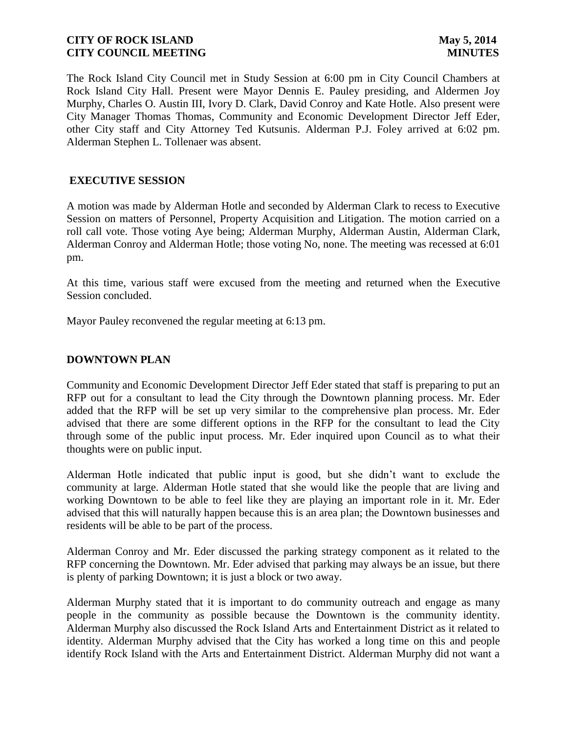**CITY OF ROCK ISLAND** **May 5, 2014**
**CITY COUNCIL MEETING** **MINUTES**

The Rock Island City Council met in Study Session at 6:00 pm in City Council Chambers at Rock Island City Hall. Present were Mayor Dennis E. Pauley presiding, and Aldermen Joy Murphy, Charles O. Austin III, Ivory D. Clark, David Conroy and Kate Hotle. Also present were City Manager Thomas Thomas, Community and Economic Development Director Jeff Eder, other City staff and City Attorney Ted Kutsunis. Alderman P.J. Foley arrived at 6:02 pm. Alderman Stephen L. Tollenaer was absent.

## EXECUTIVE SESSION

A motion was made by Alderman Hotle and seconded by Alderman Clark to recess to Executive Session on matters of Personnel, Property Acquisition and Litigation. The motion carried on a roll call vote. Those voting Aye being; Alderman Murphy, Alderman Austin, Alderman Clark, Alderman Conroy and Alderman Hotle; those voting No, none. The meeting was recessed at 6:01 pm.

At this time, various staff were excused from the meeting and returned when the Executive Session concluded.

Mayor Pauley reconvened the regular meeting at 6:13 pm.

## DOWNTOWN PLAN

Community and Economic Development Director Jeff Eder stated that staff is preparing to put an RFP out for a consultant to lead the City through the Downtown planning process. Mr. Eder added that the RFP will be set up very similar to the comprehensive plan process. Mr. Eder advised that there are some different options in the RFP for the consultant to lead the City through some of the public input process. Mr. Eder inquired upon Council as to what their thoughts were on public input.

Alderman Hotle indicated that public input is good, but she didn't want to exclude the community at large. Alderman Hotle stated that she would like the people that are living and working Downtown to be able to feel like they are playing an important role in it. Mr. Eder advised that this will naturally happen because this is an area plan; the Downtown businesses and residents will be able to be part of the process.

Alderman Conroy and Mr. Eder discussed the parking strategy component as it related to the RFP concerning the Downtown. Mr. Eder advised that parking may always be an issue, but there is plenty of parking Downtown; it is just a block or two away.

Alderman Murphy stated that it is important to do community outreach and engage as many people in the community as possible because the Downtown is the community identity. Alderman Murphy also discussed the Rock Island Arts and Entertainment District as it related to identity. Alderman Murphy advised that the City has worked a long time on this and people identify Rock Island with the Arts and Entertainment District. Alderman Murphy did not want a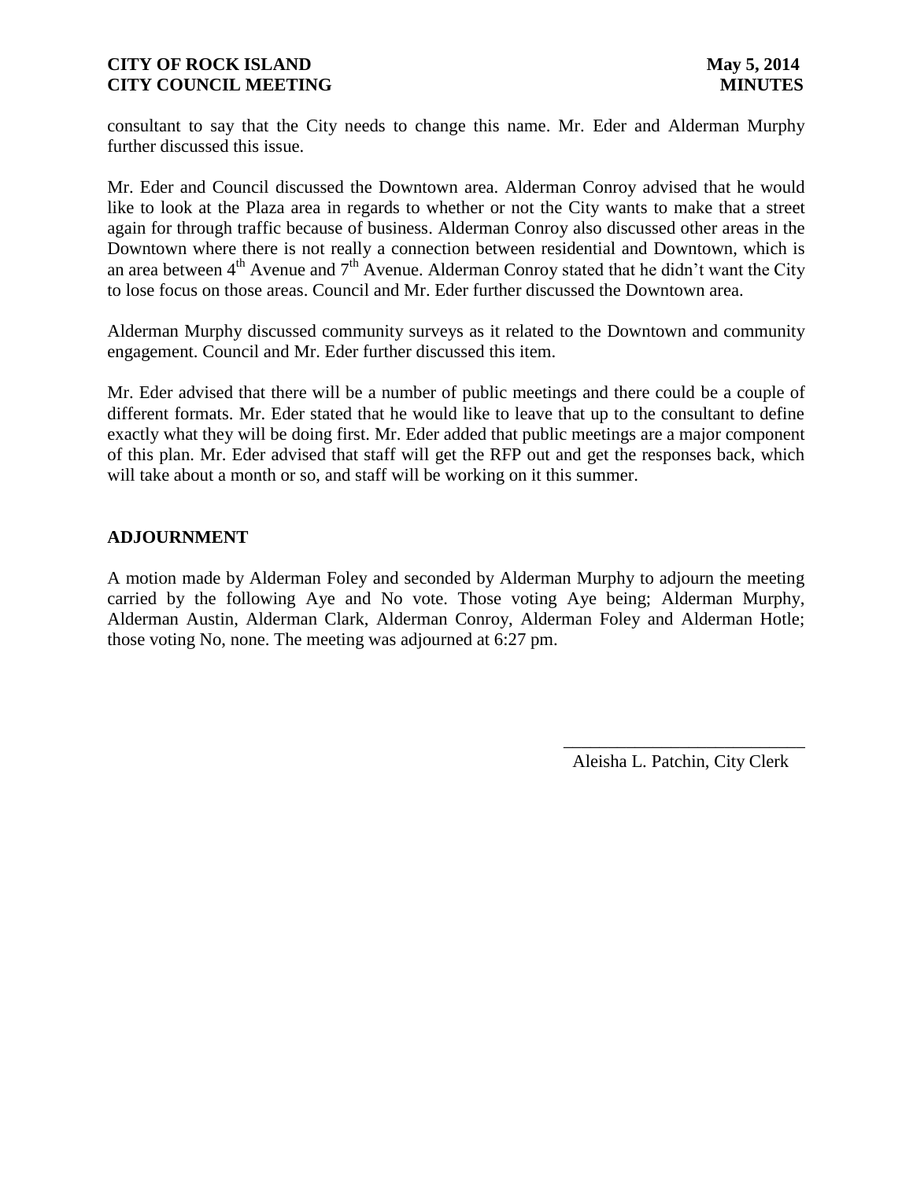consultant to say that the City needs to change this name. Mr. Eder and Alderman Murphy further discussed this issue.

Mr. Eder and Council discussed the Downtown area. Alderman Conroy advised that he would like to look at the Plaza area in regards to whether or not the City wants to make that a street again for through traffic because of business. Alderman Conroy also discussed other areas in the Downtown where there is not really a connection between residential and Downtown, which is an area between 4th Avenue and 7th Avenue. Alderman Conroy stated that he didn't want the City to lose focus on those areas. Council and Mr. Eder further discussed the Downtown area.

Alderman Murphy discussed community surveys as it related to the Downtown and community engagement. Council and Mr. Eder further discussed this item.

Mr. Eder advised that there will be a number of public meetings and there could be a couple of different formats. Mr. Eder stated that he would like to leave that up to the consultant to define exactly what they will be doing first. Mr. Eder added that public meetings are a major component of this plan. Mr. Eder advised that staff will get the RFP out and get the responses back, which will take about a month or so, and staff will be working on it this summer.

## ADJOURNMENT

A motion made by Alderman Foley and seconded by Alderman Murphy to adjourn the meeting carried by the following Aye and No vote. Those voting Aye being; Alderman Murphy, Alderman Austin, Alderman Clark, Alderman Conroy, Alderman Foley and Alderman Hotle; those voting No, none. The meeting was adjourned at 6:27 pm.

___________________________
Aleisha L. Patchin, City Clerk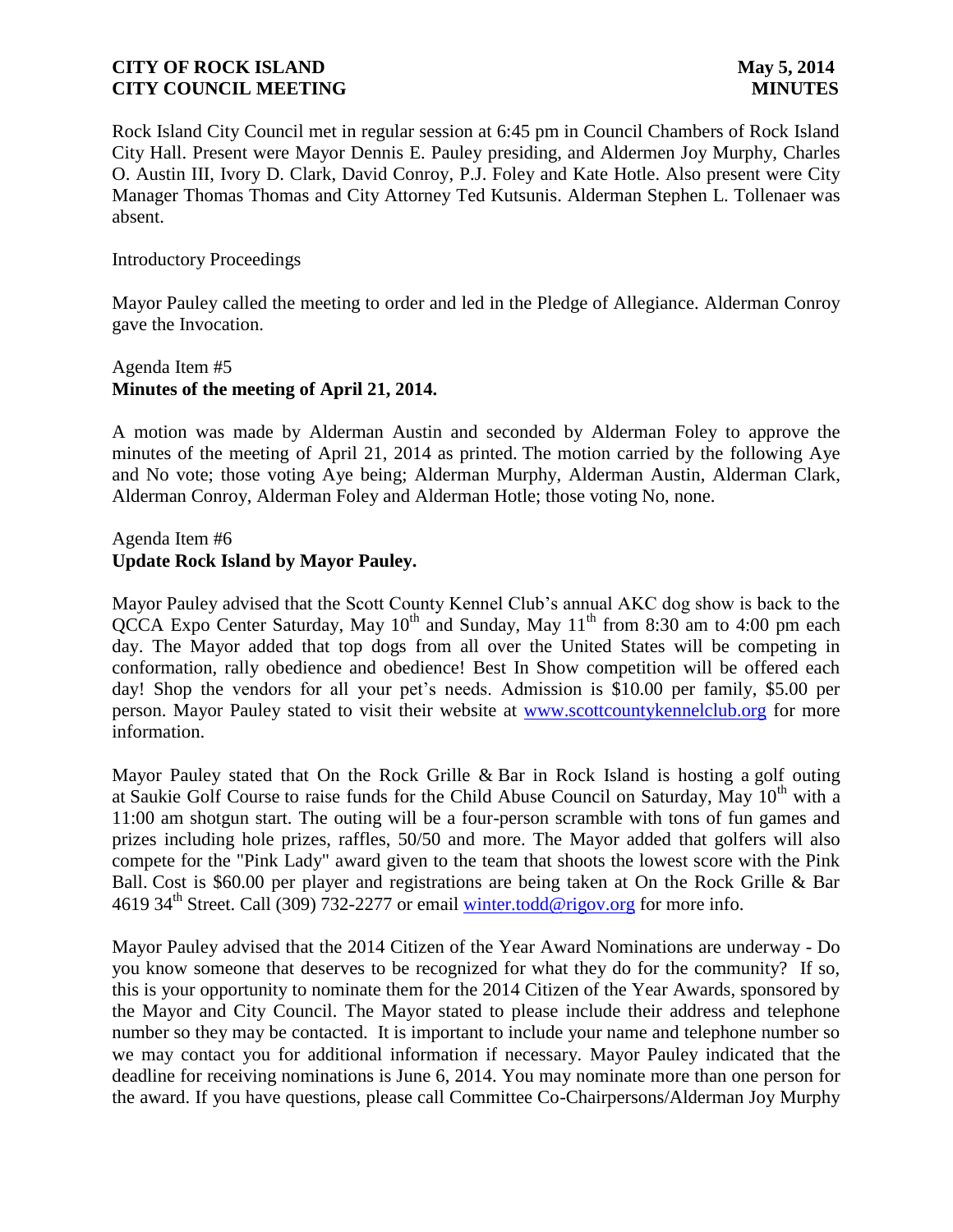Rock Island City Council met in regular session at 6:45 pm in Council Chambers of Rock Island City Hall. Present were Mayor Dennis E. Pauley presiding, and Aldermen Joy Murphy, Charles O. Austin III, Ivory D. Clark, David Conroy, P.J. Foley and Kate Hotle. Also present were City Manager Thomas Thomas and City Attorney Ted Kutsunis. Alderman Stephen L. Tollenaer was absent.

Introductory Proceedings

Mayor Pauley called the meeting to order and led in the Pledge of Allegiance. Alderman Conroy gave the Invocation.

Agenda Item #5
**Minutes of the meeting of April 21, 2014.**

A motion was made by Alderman Austin and seconded by Alderman Foley to approve the minutes of the meeting of April 21, 2014 as printed. The motion carried by the following Aye and No vote; those voting Aye being; Alderman Murphy, Alderman Austin, Alderman Clark, Alderman Conroy, Alderman Foley and Alderman Hotle; those voting No, none.

Agenda Item #6
**Update Rock Island by Mayor Pauley.**

Mayor Pauley advised that the Scott County Kennel Club's annual AKC dog show is back to the QCCA Expo Center Saturday, May 10th and Sunday, May 11th from 8:30 am to 4:00 pm each day. The Mayor added that top dogs from all over the United States will be competing in conformation, rally obedience and obedience! Best In Show competition will be offered each day! Shop the vendors for all your pet's needs. Admission is $10.00 per family, $5.00 per person. Mayor Pauley stated to visit their website at www.scottcountykennelclub.org for more information.

Mayor Pauley stated that On the Rock Grille & Bar in Rock Island is hosting a golf outing at Saukie Golf Course to raise funds for the Child Abuse Council on Saturday, May 10th with a 11:00 am shotgun start. The outing will be a four-person scramble with tons of fun games and prizes including hole prizes, raffles, 50/50 and more. The Mayor added that golfers will also compete for the "Pink Lady" award given to the team that shoots the lowest score with the Pink Ball. Cost is $60.00 per player and registrations are being taken at On the Rock Grille & Bar 4619 34th Street. Call (309) 732-2277 or email winter.todd@rigov.org for more info.

Mayor Pauley advised that the 2014 Citizen of the Year Award Nominations are underway - Do you know someone that deserves to be recognized for what they do for the community? If so, this is your opportunity to nominate them for the 2014 Citizen of the Year Awards, sponsored by the Mayor and City Council. The Mayor stated to please include their address and telephone number so they may be contacted. It is important to include your name and telephone number so we may contact you for additional information if necessary. Mayor Pauley indicated that the deadline for receiving nominations is June 6, 2014. You may nominate more than one person for the award. If you have questions, please call Committee Co-Chairpersons/Alderman Joy Murphy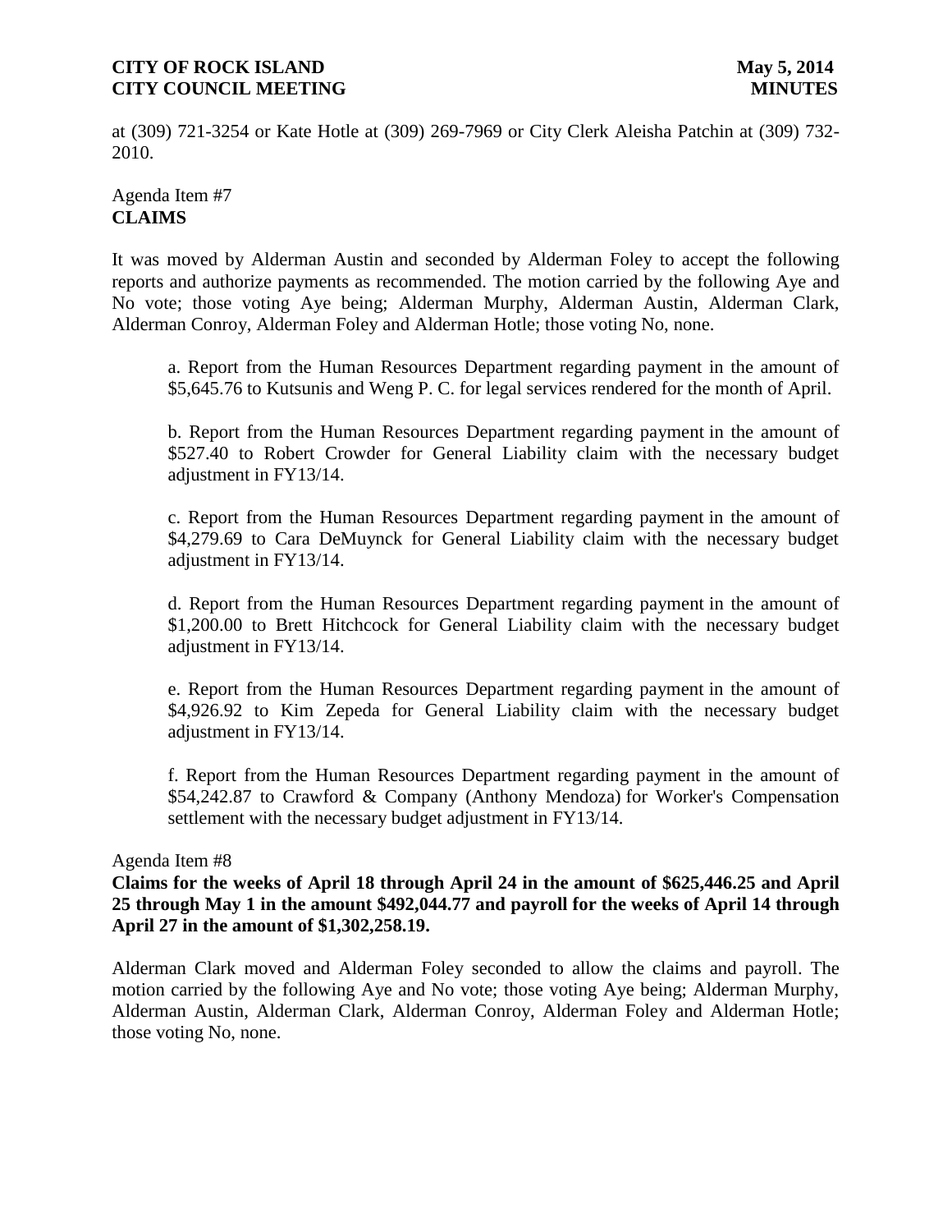at (309) 721-3254 or Kate Hotle at (309) 269-7969 or City Clerk Aleisha Patchin at (309) 732-2010.

Agenda Item #7
**CLAIMS**

It was moved by Alderman Austin and seconded by Alderman Foley to accept the following reports and authorize payments as recommended. The motion carried by the following Aye and No vote; those voting Aye being; Alderman Murphy, Alderman Austin, Alderman Clark, Alderman Conroy, Alderman Foley and Alderman Hotle; those voting No, none.

a. Report from the Human Resources Department regarding payment in the amount of $5,645.76 to Kutsunis and Weng P. C. for legal services rendered for the month of April.

b. Report from the Human Resources Department regarding payment in the amount of $527.40 to Robert Crowder for General Liability claim with the necessary budget adjustment in FY13/14.

c. Report from the Human Resources Department regarding payment in the amount of $4,279.69 to Cara DeMuynck for General Liability claim with the necessary budget adjustment in FY13/14.

d. Report from the Human Resources Department regarding payment in the amount of $1,200.00 to Brett Hitchcock for General Liability claim with the necessary budget adjustment in FY13/14.

e. Report from the Human Resources Department regarding payment in the amount of $4,926.92 to Kim Zepeda for General Liability claim with the necessary budget adjustment in FY13/14.

f. Report from the Human Resources Department regarding payment in the amount of $54,242.87 to Crawford & Company (Anthony Mendoza) for Worker's Compensation settlement with the necessary budget adjustment in FY13/14.

Agenda Item #8
**Claims for the weeks of April 18 through April 24 in the amount of $625,446.25 and April 25 through May 1 in the amount $492,044.77 and payroll for the weeks of April 14 through April 27 in the amount of $1,302,258.19.**

Alderman Clark moved and Alderman Foley seconded to allow the claims and payroll. The motion carried by the following Aye and No vote; those voting Aye being; Alderman Murphy, Alderman Austin, Alderman Clark, Alderman Conroy, Alderman Foley and Alderman Hotle; those voting No, none.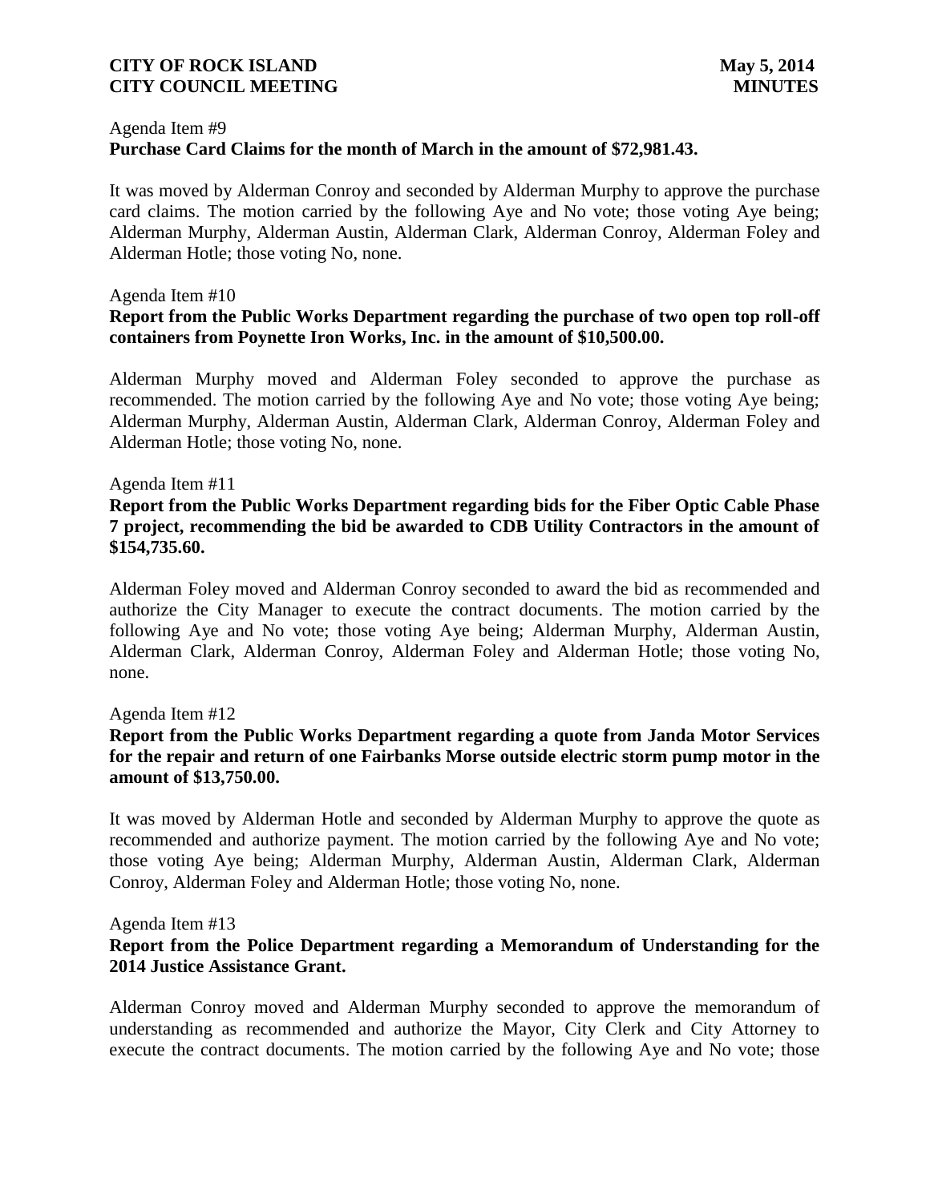Agenda Item #9
**Purchase Card Claims for the month of March in the amount of $72,981.43.**

It was moved by Alderman Conroy and seconded by Alderman Murphy to approve the purchase card claims. The motion carried by the following Aye and No vote; those voting Aye being; Alderman Murphy, Alderman Austin, Alderman Clark, Alderman Conroy, Alderman Foley and Alderman Hotle; those voting No, none.

Agenda Item #10
**Report from the Public Works Department regarding the purchase of two open top roll-off containers from Poynette Iron Works, Inc. in the amount of $10,500.00.**

Alderman Murphy moved and Alderman Foley seconded to approve the purchase as recommended. The motion carried by the following Aye and No vote; those voting Aye being; Alderman Murphy, Alderman Austin, Alderman Clark, Alderman Conroy, Alderman Foley and Alderman Hotle; those voting No, none.

Agenda Item #11
**Report from the Public Works Department regarding bids for the Fiber Optic Cable Phase 7 project, recommending the bid be awarded to CDB Utility Contractors in the amount of $154,735.60.**

Alderman Foley moved and Alderman Conroy seconded to award the bid as recommended and authorize the City Manager to execute the contract documents. The motion carried by the following Aye and No vote; those voting Aye being; Alderman Murphy, Alderman Austin, Alderman Clark, Alderman Conroy, Alderman Foley and Alderman Hotle; those voting No, none.

Agenda Item #12
**Report from the Public Works Department regarding a quote from Janda Motor Services for the repair and return of one Fairbanks Morse outside electric storm pump motor in the amount of $13,750.00.**

It was moved by Alderman Hotle and seconded by Alderman Murphy to approve the quote as recommended and authorize payment. The motion carried by the following Aye and No vote; those voting Aye being; Alderman Murphy, Alderman Austin, Alderman Clark, Alderman Conroy, Alderman Foley and Alderman Hotle; those voting No, none.

Agenda Item #13
**Report from the Police Department regarding a Memorandum of Understanding for the 2014 Justice Assistance Grant.**

Alderman Conroy moved and Alderman Murphy seconded to approve the memorandum of understanding as recommended and authorize the Mayor, City Clerk and City Attorney to execute the contract documents. The motion carried by the following Aye and No vote; those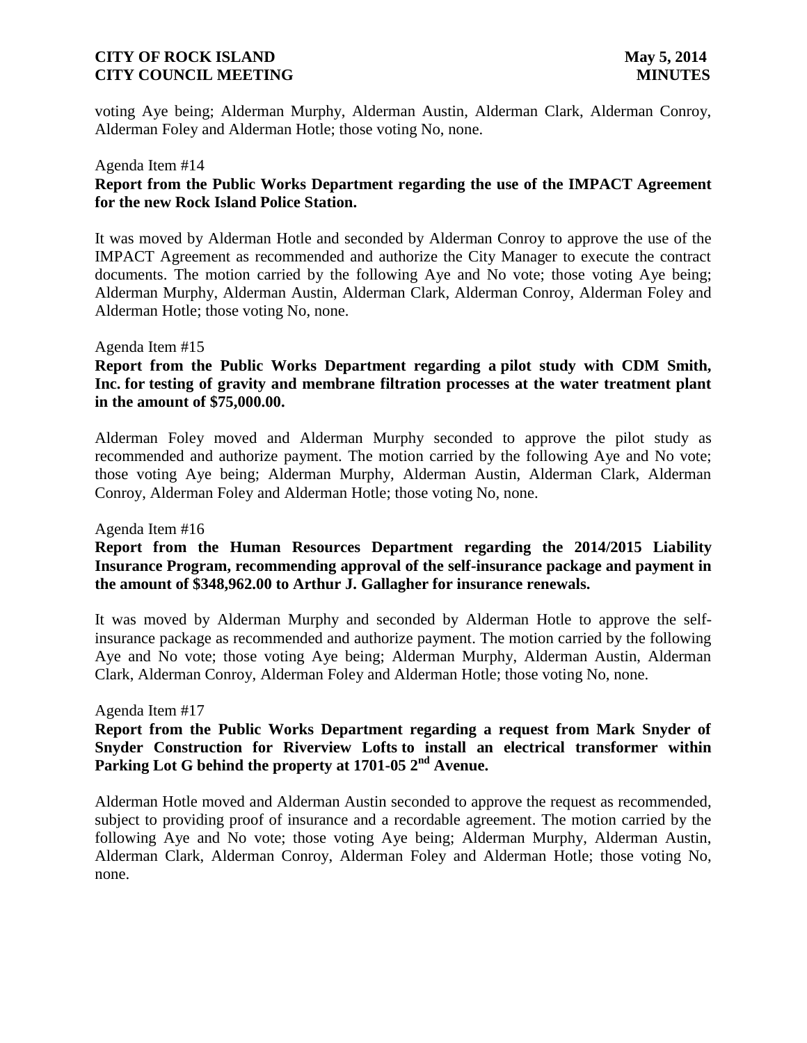voting Aye being; Alderman Murphy, Alderman Austin, Alderman Clark, Alderman Conroy, Alderman Foley and Alderman Hotle; those voting No, none.

Agenda Item #14

**Report from the Public Works Department regarding the use of the IMPACT Agreement for the new Rock Island Police Station.**

It was moved by Alderman Hotle and seconded by Alderman Conroy to approve the use of the IMPACT Agreement as recommended and authorize the City Manager to execute the contract documents. The motion carried by the following Aye and No vote; those voting Aye being; Alderman Murphy, Alderman Austin, Alderman Clark, Alderman Conroy, Alderman Foley and Alderman Hotle; those voting No, none.

Agenda Item #15

**Report from the Public Works Department regarding a pilot study with CDM Smith, Inc. for testing of gravity and membrane filtration processes at the water treatment plant in the amount of $75,000.00.**

Alderman Foley moved and Alderman Murphy seconded to approve the pilot study as recommended and authorize payment. The motion carried by the following Aye and No vote; those voting Aye being; Alderman Murphy, Alderman Austin, Alderman Clark, Alderman Conroy, Alderman Foley and Alderman Hotle; those voting No, none.

Agenda Item #16

**Report from the Human Resources Department regarding the 2014/2015 Liability Insurance Program, recommending approval of the self-insurance package and payment in the amount of $348,962.00 to Arthur J. Gallagher for insurance renewals.**

It was moved by Alderman Murphy and seconded by Alderman Hotle to approve the self-insurance package as recommended and authorize payment. The motion carried by the following Aye and No vote; those voting Aye being; Alderman Murphy, Alderman Austin, Alderman Clark, Alderman Conroy, Alderman Foley and Alderman Hotle; those voting No, none.

Agenda Item #17

**Report from the Public Works Department regarding a request from Mark Snyder of Snyder Construction for Riverview Lofts to install an electrical transformer within Parking Lot G behind the property at 1701-05 2nd Avenue.**

Alderman Hotle moved and Alderman Austin seconded to approve the request as recommended, subject to providing proof of insurance and a recordable agreement. The motion carried by the following Aye and No vote; those voting Aye being; Alderman Murphy, Alderman Austin, Alderman Clark, Alderman Conroy, Alderman Foley and Alderman Hotle; those voting No, none.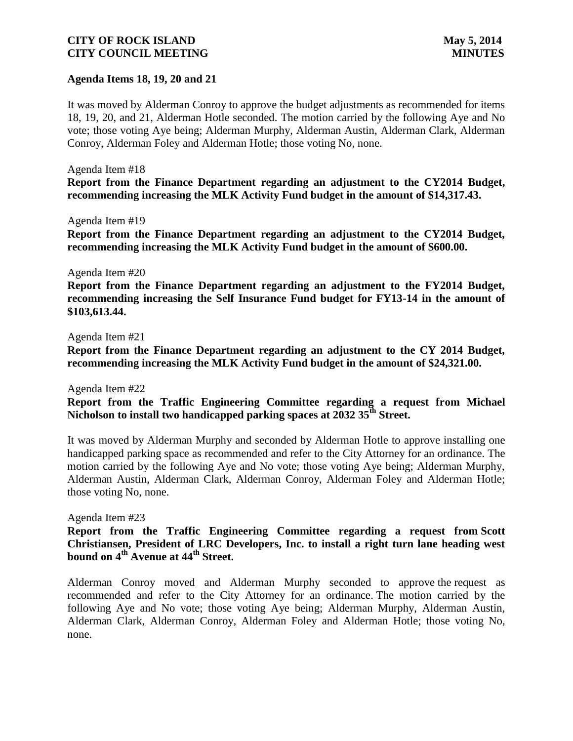**Agenda Items 18, 19, 20 and 21**

It was moved by Alderman Conroy to approve the budget adjustments as recommended for items 18, 19, 20, and 21, Alderman Hotle seconded. The motion carried by the following Aye and No vote; those voting Aye being; Alderman Murphy, Alderman Austin, Alderman Clark, Alderman Conroy, Alderman Foley and Alderman Hotle; those voting No, none.

Agenda Item #18

**Report from the Finance Department regarding an adjustment to the CY2014 Budget, recommending increasing the MLK Activity Fund budget in the amount of $14,317.43.**

Agenda Item #19

**Report from the Finance Department regarding an adjustment to the CY2014 Budget, recommending increasing the MLK Activity Fund budget in the amount of $600.00.**

Agenda Item #20

**Report from the Finance Department regarding an adjustment to the FY2014 Budget, recommending increasing the Self Insurance Fund budget for FY13-14 in the amount of $103,613.44.**

Agenda Item #21

**Report from the Finance Department regarding an adjustment to the CY 2014 Budget, recommending increasing the MLK Activity Fund budget in the amount of $24,321.00.**

Agenda Item #22

**Report from the Traffic Engineering Committee regarding a request from Michael Nicholson to install two handicapped parking spaces at 2032 35th Street.**

It was moved by Alderman Murphy and seconded by Alderman Hotle to approve installing one handicapped parking space as recommended and refer to the City Attorney for an ordinance. The motion carried by the following Aye and No vote; those voting Aye being; Alderman Murphy, Alderman Austin, Alderman Clark, Alderman Conroy, Alderman Foley and Alderman Hotle; those voting No, none.

Agenda Item #23

**Report from the Traffic Engineering Committee regarding a request from Scott Christiansen, President of LRC Developers, Inc. to install a right turn lane heading west bound on 4th Avenue at 44th Street.**

Alderman Conroy moved and Alderman Murphy seconded to approve the request as recommended and refer to the City Attorney for an ordinance. The motion carried by the following Aye and No vote; those voting Aye being; Alderman Murphy, Alderman Austin, Alderman Clark, Alderman Conroy, Alderman Foley and Alderman Hotle; those voting No, none.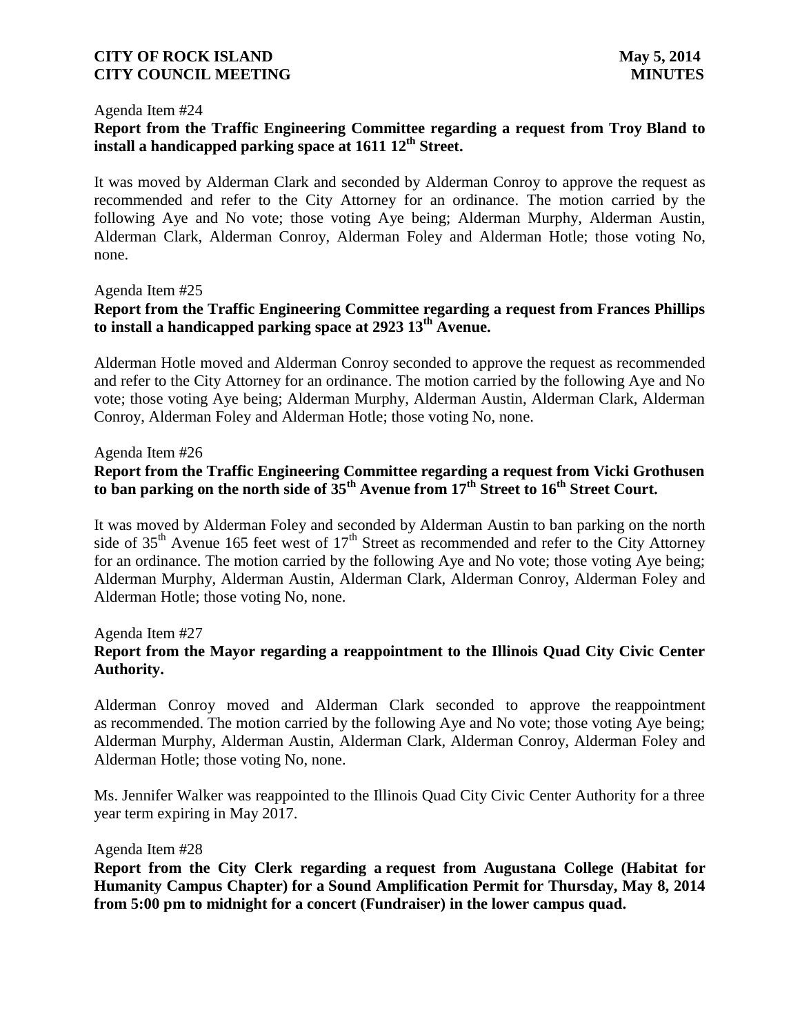Agenda Item #24

**Report from the Traffic Engineering Committee regarding a request from Troy Bland to install a handicapped parking space at 1611 12th Street.**

It was moved by Alderman Clark and seconded by Alderman Conroy to approve the request as recommended and refer to the City Attorney for an ordinance. The motion carried by the following Aye and No vote; those voting Aye being; Alderman Murphy, Alderman Austin, Alderman Clark, Alderman Conroy, Alderman Foley and Alderman Hotle; those voting No, none.

Agenda Item #25

**Report from the Traffic Engineering Committee regarding a request from Frances Phillips to install a handicapped parking space at 2923 13th Avenue.**

Alderman Hotle moved and Alderman Conroy seconded to approve the request as recommended and refer to the City Attorney for an ordinance. The motion carried by the following Aye and No vote; those voting Aye being; Alderman Murphy, Alderman Austin, Alderman Clark, Alderman Conroy, Alderman Foley and Alderman Hotle; those voting No, none.

Agenda Item #26

**Report from the Traffic Engineering Committee regarding a request from Vicki Grothusen to ban parking on the north side of 35th Avenue from 17th Street to 16th Street Court.**

It was moved by Alderman Foley and seconded by Alderman Austin to ban parking on the north side of 35th Avenue 165 feet west of 17th Street as recommended and refer to the City Attorney for an ordinance. The motion carried by the following Aye and No vote; those voting Aye being; Alderman Murphy, Alderman Austin, Alderman Clark, Alderman Conroy, Alderman Foley and Alderman Hotle; those voting No, none.

Agenda Item #27

**Report from the Mayor regarding a reappointment to the Illinois Quad City Civic Center Authority.**

Alderman Conroy moved and Alderman Clark seconded to approve the reappointment as recommended. The motion carried by the following Aye and No vote; those voting Aye being; Alderman Murphy, Alderman Austin, Alderman Clark, Alderman Conroy, Alderman Foley and Alderman Hotle; those voting No, none.

Ms. Jennifer Walker was reappointed to the Illinois Quad City Civic Center Authority for a three year term expiring in May 2017.

Agenda Item #28

**Report from the City Clerk regarding a request from Augustana College (Habitat for Humanity Campus Chapter) for a Sound Amplification Permit for Thursday, May 8, 2014 from 5:00 pm to midnight for a concert (Fundraiser) in the lower campus quad.**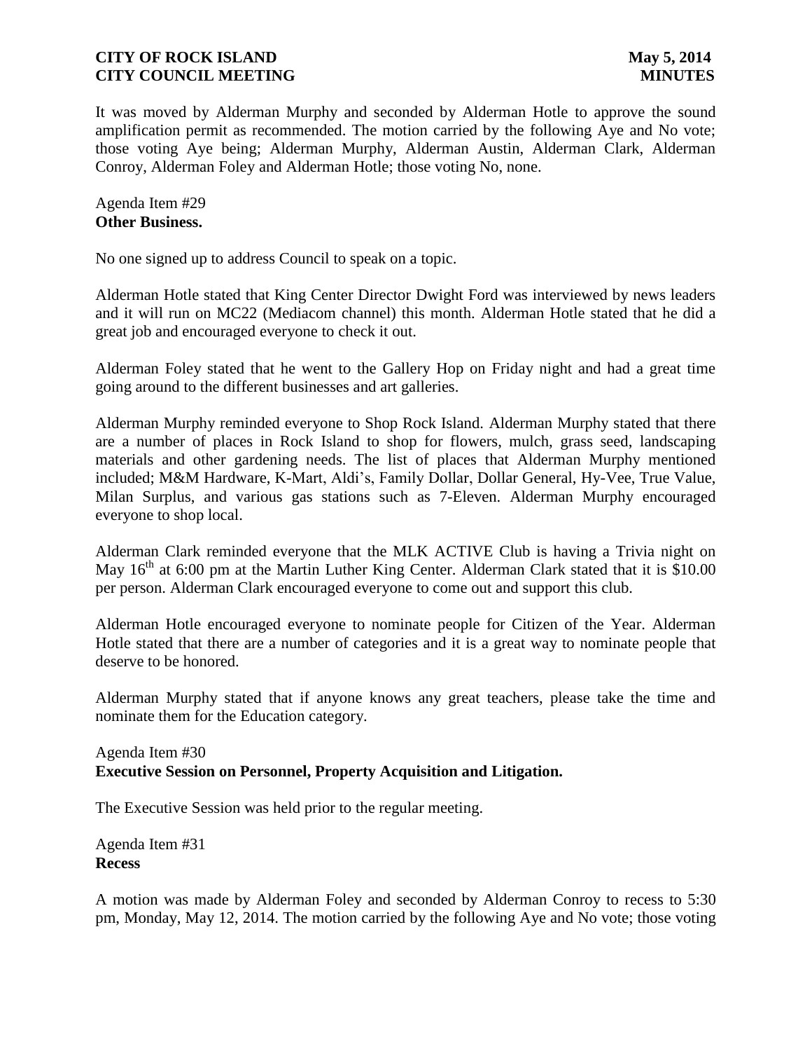It was moved by Alderman Murphy and seconded by Alderman Hotle to approve the sound amplification permit as recommended. The motion carried by the following Aye and No vote; those voting Aye being; Alderman Murphy, Alderman Austin, Alderman Clark, Alderman Conroy, Alderman Foley and Alderman Hotle; those voting No, none.

Agenda Item #29
**Other Business.**

No one signed up to address Council to speak on a topic.

Alderman Hotle stated that King Center Director Dwight Ford was interviewed by news leaders and it will run on MC22 (Mediacom channel) this month. Alderman Hotle stated that he did a great job and encouraged everyone to check it out.

Alderman Foley stated that he went to the Gallery Hop on Friday night and had a great time going around to the different businesses and art galleries.

Alderman Murphy reminded everyone to Shop Rock Island. Alderman Murphy stated that there are a number of places in Rock Island to shop for flowers, mulch, grass seed, landscaping materials and other gardening needs. The list of places that Alderman Murphy mentioned included; M&M Hardware, K-Mart, Aldi's, Family Dollar, Dollar General, Hy-Vee, True Value, Milan Surplus, and various gas stations such as 7-Eleven. Alderman Murphy encouraged everyone to shop local.

Alderman Clark reminded everyone that the MLK ACTIVE Club is having a Trivia night on May 16th at 6:00 pm at the Martin Luther King Center. Alderman Clark stated that it is $10.00 per person. Alderman Clark encouraged everyone to come out and support this club.

Alderman Hotle encouraged everyone to nominate people for Citizen of the Year. Alderman Hotle stated that there are a number of categories and it is a great way to nominate people that deserve to be honored.

Alderman Murphy stated that if anyone knows any great teachers, please take the time and nominate them for the Education category.

Agenda Item #30
**Executive Session on Personnel, Property Acquisition and Litigation.**

The Executive Session was held prior to the regular meeting.

Agenda Item #31
**Recess**

A motion was made by Alderman Foley and seconded by Alderman Conroy to recess to 5:30 pm, Monday, May 12, 2014. The motion carried by the following Aye and No vote; those voting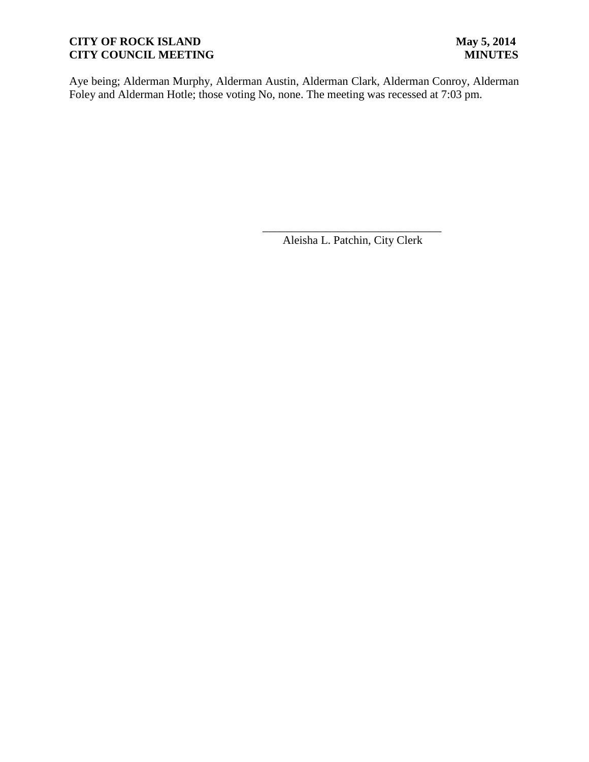Aye being; Alderman Murphy, Alderman Austin, Alderman Clark, Alderman Conroy, Alderman Foley and Alderman Hotle; those voting No, none. The meeting was recessed at 7:03 pm.

\_\_\_\_\_\_\_\_\_\_\_\_\_\_\_\_\_\_\_\_\_\_\_\_\_\_\_\_\_\_\_\_

Aleisha L. Patchin, City Clerk